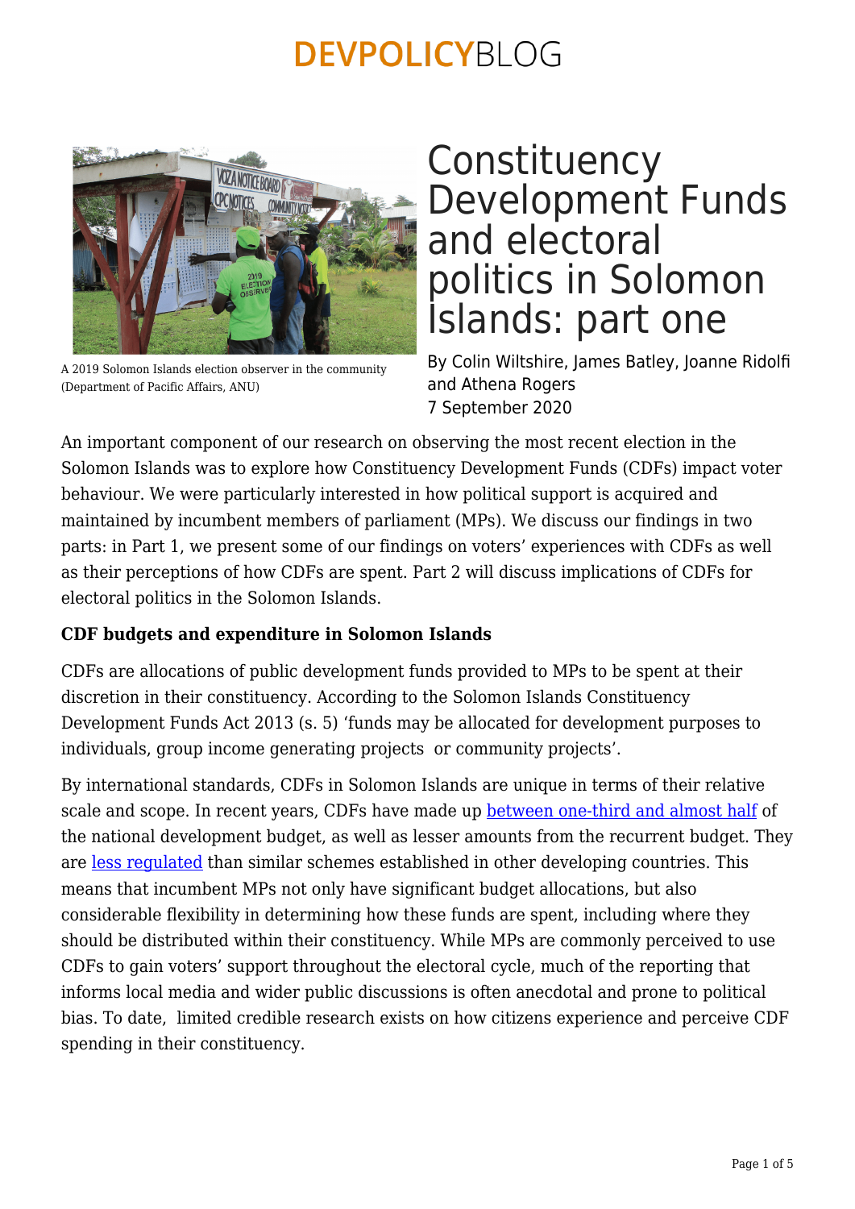# Constituency Development Funds and electoral politics in Solomon Islands: part one

A 2019 Solomon Islands election observer in the community (Department of Pacific Affairs, ANU)

By Colin Wiltshire, James Batley, Joanne Ridolfi and Athena Rogers
7 September 2020

An important component of our research on observing the most recent election in the Solomon Islands was to explore how Constituency Development Funds (CDFs) impact voter behaviour. We were particularly interested in how political support is acquired and maintained by incumbent members of parliament (MPs). We discuss our findings in two parts: in Part 1, we present some of our findings on voters' experiences with CDFs as well as their perceptions of how CDFs are spent. Part 2 will discuss implications of CDFs for electoral politics in the Solomon Islands.

**CDF budgets and expenditure in Solomon Islands**

CDFs are allocations of public development funds provided to MPs to be spent at their discretion in their constituency. According to the Solomon Islands Constituency Development Funds Act 2013 (s. 5) 'funds may be allocated for development purposes to individuals, group income generating projects or community projects'.

By international standards, CDFs in Solomon Islands are unique in terms of their relative scale and scope. In recent years, CDFs have made up between one-third and almost half of the national development budget, as well as lesser amounts from the recurrent budget. They are less regulated than similar schemes established in other developing countries. This means that incumbent MPs not only have significant budget allocations, but also considerable flexibility in determining how these funds are spent, including where they should be distributed within their constituency. While MPs are commonly perceived to use CDFs to gain voters' support throughout the electoral cycle, much of the reporting that informs local media and wider public discussions is often anecdotal and prone to political bias. To date, limited credible research exists on how citizens experience and perceive CDF spending in their constituency.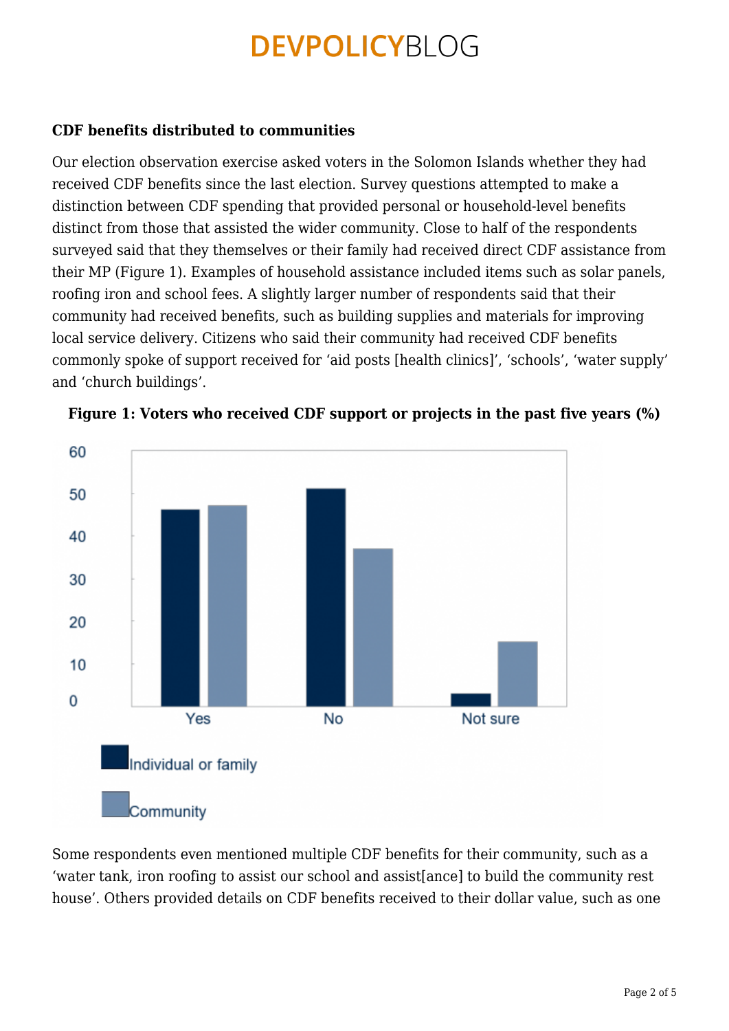**CDF benefits distributed to communities**

Our election observation exercise asked voters in the Solomon Islands whether they had received CDF benefits since the last election. Survey questions attempted to make a distinction between CDF spending that provided personal or household-level benefits distinct from those that assisted the wider community. Close to half of the respondents surveyed said that they themselves or their family had received direct CDF assistance from their MP (Figure 1). Examples of household assistance included items such as solar panels, roofing iron and school fees. A slightly larger number of respondents said that their community had received benefits, such as building supplies and materials for improving local service delivery. Citizens who said their community had received CDF benefits commonly spoke of support received for 'aid posts [health clinics]', 'schools', 'water supply' and 'church buildings'.

**Figure 1: Voters who received CDF support or projects in the past five years (%)**

Some respondents even mentioned multiple CDF benefits for their community, such as a 'water tank, iron roofing to assist our school and assist[ance] to build the community rest house'. Others provided details on CDF benefits received to their dollar value, such as one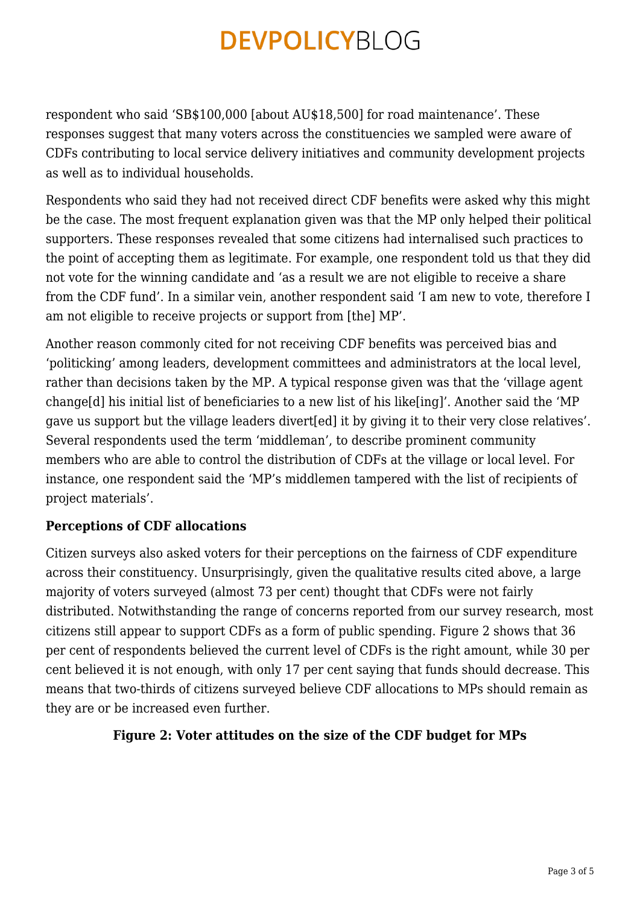respondent who said 'SB$100,000 [about AU$18,500] for road maintenance'. These responses suggest that many voters across the constituencies we sampled were aware of CDFs contributing to local service delivery initiatives and community development projects as well as to individual households.

Respondents who said they had not received direct CDF benefits were asked why this might be the case. The most frequent explanation given was that the MP only helped their political supporters. These responses revealed that some citizens had internalised such practices to the point of accepting them as legitimate. For example, one respondent told us that they did not vote for the winning candidate and 'as a result we are not eligible to receive a share from the CDF fund'. In a similar vein, another respondent said 'I am new to vote, therefore I am not eligible to receive projects or support from [the] MP'.

Another reason commonly cited for not receiving CDF benefits was perceived bias and 'politicking' among leaders, development committees and administrators at the local level, rather than decisions taken by the MP. A typical response given was that the 'village agent change[d] his initial list of beneficiaries to a new list of his like[ing]'. Another said the 'MP gave us support but the village leaders divert[ed] it by giving it to their very close relatives'. Several respondents used the term 'middleman', to describe prominent community members who are able to control the distribution of CDFs at the village or local level. For instance, one respondent said the 'MP's middlemen tampered with the list of recipients of project materials'.

### Perceptions of CDF allocations

Citizen surveys also asked voters for their perceptions on the fairness of CDF expenditure across their constituency. Unsurprisingly, given the qualitative results cited above, a large majority of voters surveyed (almost 73 per cent) thought that CDFs were not fairly distributed. Notwithstanding the range of concerns reported from our survey research, most citizens still appear to support CDFs as a form of public spending. Figure 2 shows that 36 per cent of respondents believed the current level of CDFs is the right amount, while 30 per cent believed it is not enough, with only 17 per cent saying that funds should decrease. This means that two-thirds of citizens surveyed believe CDF allocations to MPs should remain as they are or be increased even further.

**Figure 2: Voter attitudes on the size of the CDF budget for MPs**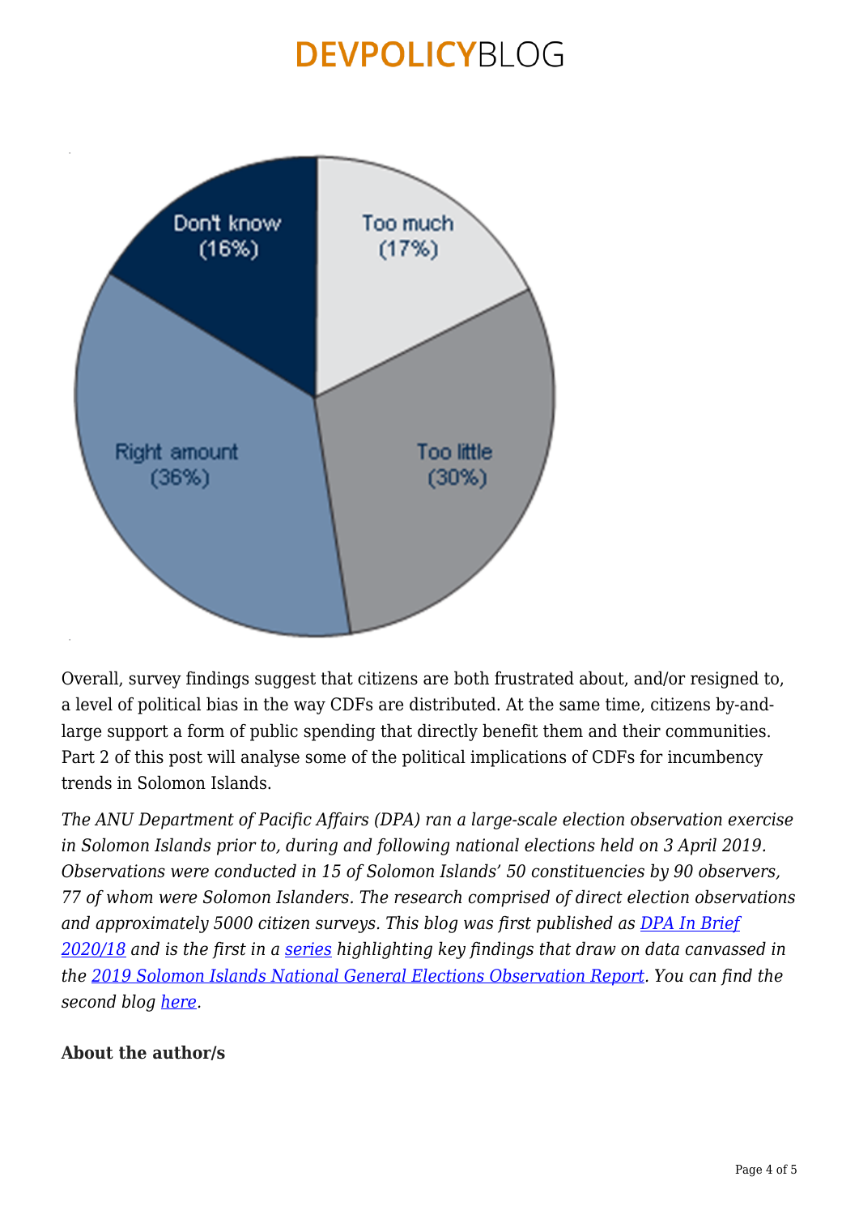Don't know (16%)

Too much (17%)

Right amount (36%)

Too little (30%)

Overall, survey findings suggest that citizens are both frustrated about, and/or resigned to, a level of political bias in the way CDFs are distributed. At the same time, citizens by-and-large support a form of public spending that directly benefit them and their communities. Part 2 of this post will analyse some of the political implications of CDFs for incumbency trends in Solomon Islands.

*The ANU Department of Pacific Affairs (DPA) ran a large-scale election observation exercise in Solomon Islands prior to, during and following national elections held on 3 April 2019. Observations were conducted in 15 of Solomon Islands' 50 constituencies by 90 observers, 77 of whom were Solomon Islanders. The research comprised of direct election observations and approximately 5000 citizen surveys. This blog was first published as [DPA In Brief 2020/18] and is the first in a [series] highlighting key findings that draw on data canvassed in the [2019 Solomon Islands National General Elections Observation Report]. You can find the second blog [here].*

**About the author/s**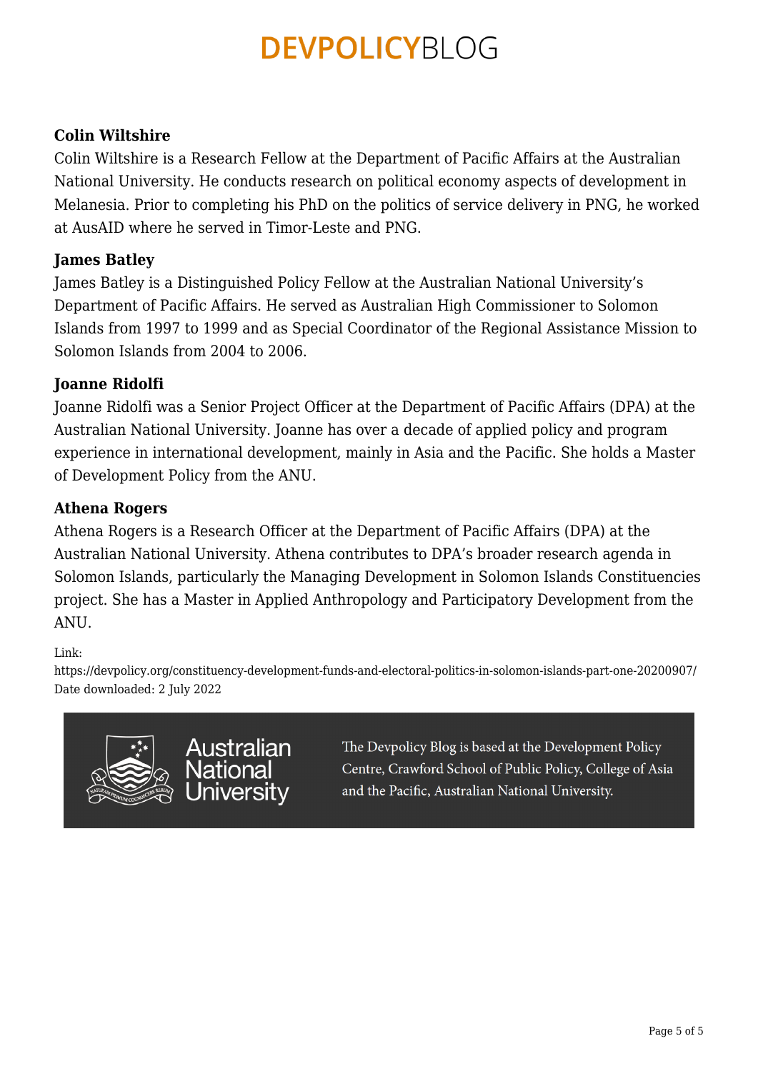**Colin Wiltshire**

Colin Wiltshire is a Research Fellow at the Department of Pacific Affairs at the Australian National University. He conducts research on political economy aspects of development in Melanesia. Prior to completing his PhD on the politics of service delivery in PNG, he worked at AusAID where he served in Timor-Leste and PNG.

**James Batley**

James Batley is a Distinguished Policy Fellow at the Australian National University's Department of Pacific Affairs. He served as Australian High Commissioner to Solomon Islands from 1997 to 1999 and as Special Coordinator of the Regional Assistance Mission to Solomon Islands from 2004 to 2006.

**Joanne Ridolfi**

Joanne Ridolfi was a Senior Project Officer at the Department of Pacific Affairs (DPA) at the Australian National University. Joanne has over a decade of applied policy and program experience in international development, mainly in Asia and the Pacific. She holds a Master of Development Policy from the ANU.

**Athena Rogers**

Athena Rogers is a Research Officer at the Department of Pacific Affairs (DPA) at the Australian National University. Athena contributes to DPA's broader research agenda in Solomon Islands, particularly the Managing Development in Solomon Islands Constituencies project. She has a Master in Applied Anthropology and Participatory Development from the ANU.

Link:
https://devpolicy.org/constituency-development-funds-and-electoral-politics-in-solomon-islands-part-one-20200907/
Date downloaded: 2 July 2022

Australian National University

The Devpolicy Blog is based at the Development Policy Centre, Crawford School of Public Policy, College of Asia and the Pacific, Australian National University.